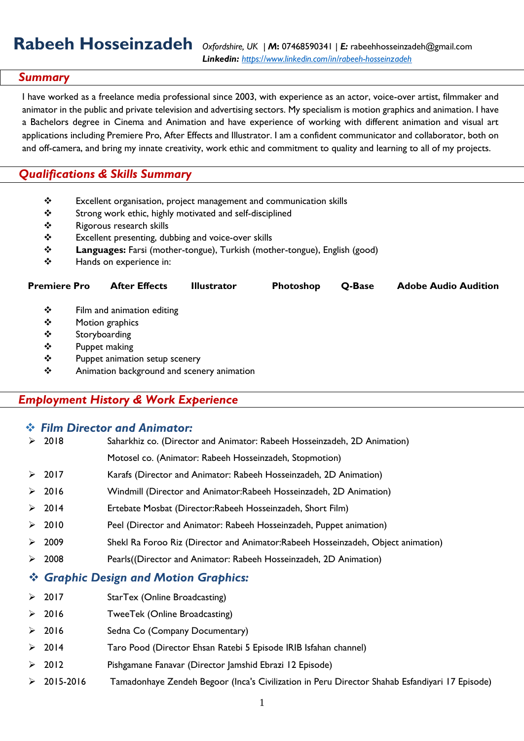# Rabeeh Hosseinzadeh

*Oxfordshire, UK* | **M:** 07468590341 | ***E:*** rabeehhosseinzadeh@gmail.com
***Linkedin:*** [https://www.linkedin.com/in/rabeeh-hosseinzadeh](https://www.linkedin.com/in/rabeeh-hosseinzadeh)

## *Summary*

I have worked as a freelance media professional since 2003, with experience as an actor, voice-over artist, filmmaker and animator in the public and private television and advertising sectors. My specialism is motion graphics and animation. I have a Bachelors degree in Cinema and Animation and have experience of working with different animation and visual art applications including Premiere Pro, After Effects and Illustrator. I am a confident communicator and collaborator, both on and off-camera, and bring my innate creativity, work ethic and commitment to quality and learning to all of my projects.

## *Qualifications & Skills Summary*

- Excellent organisation, project management and communication skills
- Strong work ethic, highly motivated and self-disciplined
- Rigorous research skills
- Excellent presenting, dubbing and voice-over skills
- **Languages:** Farsi (mother-tongue), Turkish (mother-tongue), English (good)
- Hands on experience in:

**Premiere Pro** **After Effects** **Illustrator** **Photoshop** **Q-Base** **Adobe Audio Audition**

- Film and animation editing
- Motion graphics
- Storyboarding
- Puppet making
- Puppet animation setup scenery
- Animation background and scenery animation

## *Employment History & Work Experience*

### *Film Director and Animator:*

- 2018 Saharkhiz co. (Director and Animator: Rabeeh Hosseinzadeh, 2D Animation)
  Motosel co. (Animator: Rabeeh Hosseinzadeh, Stopmotion)
- 2017 Karafs (Director and Animator: Rabeeh Hosseinzadeh, 2D Animation)
- 2016 Windmill (Director and Animator:Rabeeh Hosseinzadeh, 2D Animation)
- 2014 Ertebate Mosbat (Director:Rabeeh Hosseinzadeh, Short Film)
- 2010 Peel (Director and Animator: Rabeeh Hosseinzadeh, Puppet animation)
- 2009 Shekl Ra Foroo Riz (Director and Animator:Rabeeh Hosseinzadeh, Object animation)
- 2008 Pearls((Director and Animator: Rabeeh Hosseinzadeh, 2D Animation)

### *Graphic Design and Motion Graphics:*

- 2017 StarTex (Online Broadcasting)
- 2016 TweeTek (Online Broadcasting)
- 2016 Sedna Co (Company Documentary)
- 2014 Taro Pood (Director Ehsan Ratebi 5 Episode IRIB Isfahan channel)
- 2012 Pishgamane Fanavar (Director Jamshid Ebrazi 12 Episode)
- 2015-2016 Tamadonhaye Zendeh Begoor (Inca's Civilization in Peru Director Shahab Esfandiyari 17 Episode)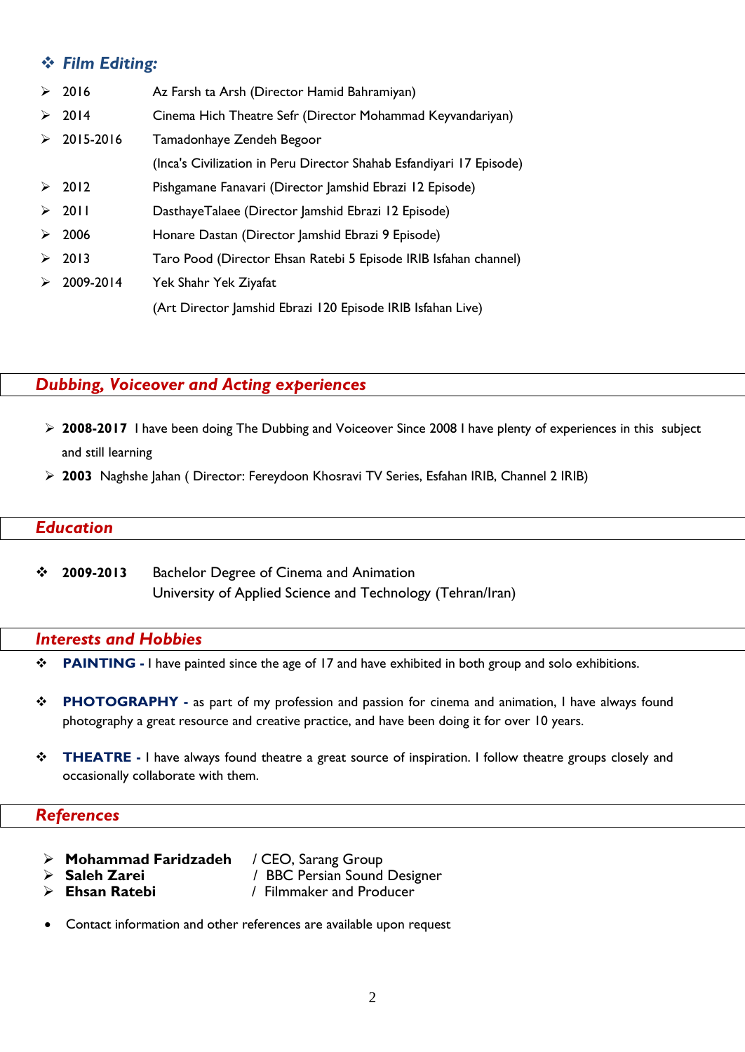### ❖ *Film Editing:*

- 2016 Az Farsh ta Arsh (Director Hamid Bahramiyan)
- 2014 Cinema Hich Theatre Sefr (Director Mohammad Keyvandariyan)
- 2015-2016 Tamadonhaye Zendeh Begoor
  (Inca's Civilization in Peru Director Shahab Esfandiyari 17 Episode)
- 2012 Pishgamane Fanavari (Director Jamshid Ebrazi 12 Episode)
- 2011 DasthayeTalaee (Director Jamshid Ebrazi 12 Episode)
- 2006 Honare Dastan (Director Jamshid Ebrazi 9 Episode)
- 2013 Taro Pood (Director Ehsan Ratebi 5 Episode IRIB Isfahan channel)
- 2009-2014 Yek Shahr Yek Ziyafat
  (Art Director Jamshid Ebrazi 120 Episode IRIB Isfahan Live)

## *Dubbing, Voiceover and Acting experiences*

- **2008-2017** I have been doing The Dubbing and Voiceover Since 2008 I have plenty of experiences in this subject and still learning
- **2003** Naghshe Jahan ( Director: Fereydoon Khosravi TV Series, Esfahan IRIB, Channel 2 IRIB)

## *Education*

- **2009-2013** Bachelor Degree of Cinema and Animation
  University of Applied Science and Technology (Tehran/Iran)

## *Interests and Hobbies*

- **PAINTING -** I have painted since the age of 17 and have exhibited in both group and solo exhibitions.
- **PHOTOGRAPHY -** as part of my profession and passion for cinema and animation, I have always found photography a great resource and creative practice, and have been doing it for over 10 years.
- **THEATRE -** I have always found theatre a great source of inspiration. I follow theatre groups closely and occasionally collaborate with them.

## *References*

- **Mohammad Faridzadeh** / CEO, Sarang Group
- **Saleh Zarei** / BBC Persian Sound Designer
- **Ehsan Ratebi** / Filmmaker and Producer

- Contact information and other references are available upon request